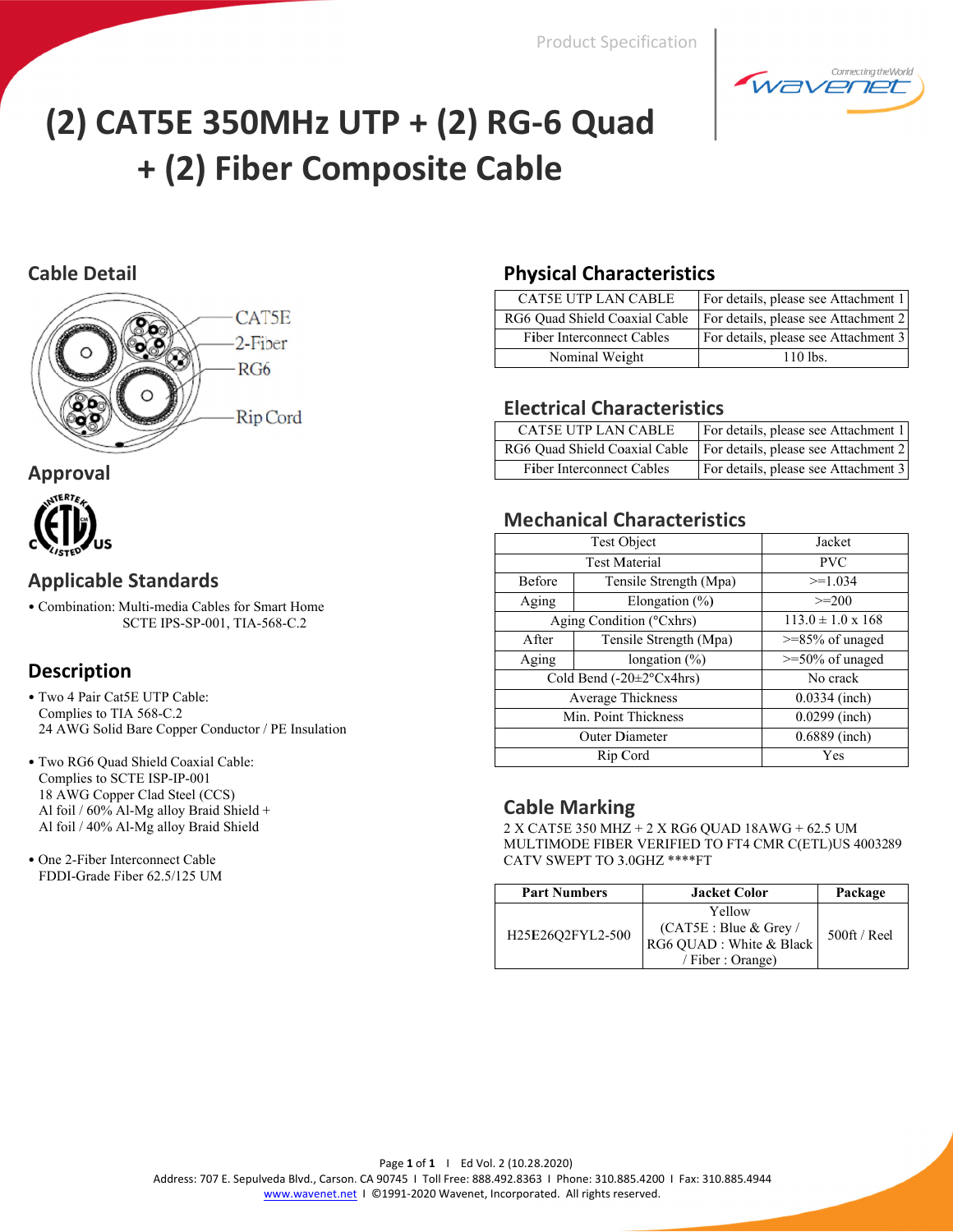Product Specification

# (2) CAT5E 350MHz UTP + (2) RG-6 Quad + (2) Fiber Composite Cable

## Cable Detail

CAT5E
2-Fiber
RG6
Rip Cord

## Approval

## Applicable Standards

- Combination: Multi-media Cables for Smart Home
  SCTE IPS-SP-001, TIA-568-C.2

## Description

- Two 4 Pair Cat5E UTP Cable:
  Complies to TIA 568-C.2
  24 AWG Solid Bare Copper Conductor / PE Insulation

- Two RG6 Quad Shield Coaxial Cable:
  Complies to SCTE ISP-IP-001
  18 AWG Copper Clad Steel (CCS)
  Al foil / 60% Al-Mg alloy Braid Shield +
  Al foil / 40% Al-Mg alloy Braid Shield

- One 2-Fiber Interconnect Cable
  FDDI-Grade Fiber 62.5/125 UM

## Physical Characteristics

| | |
|---|---|
| CAT5E UTP LAN CABLE | For details, please see Attachment 1 |
| RG6 Quad Shield Coaxial Cable | For details, please see Attachment 2 |
| Fiber Interconnect Cables | For details, please see Attachment 3 |
| Nominal Weight | 110 lbs. |

## Electrical Characteristics

| | |
|---|---|
| CAT5E UTP LAN CABLE | For details, please see Attachment 1 |
| RG6 Quad Shield Coaxial Cable | For details, please see Attachment 2 |
| Fiber Interconnect Cables | For details, please see Attachment 3 |

## Mechanical Characteristics

| Test Object | | Jacket |
|---|---|---|
| Test Material | | PVC |
| Before | Tensile Strength (Mpa) | >=1.034 |
| Aging | Elongation (%) | >=200 |
| Aging Condition (°Cxhrs) | | 113.0 ± 1.0 x 168 |
| After | Tensile Strength (Mpa) | >=85% of unaged |
| Aging | longation (%) | >=50% of unaged |
| Cold Bend (-20±2°Cx4hrs) | | No crack |
| Average Thickness | | 0.0334 (inch) |
| Min. Point Thickness | | 0.0299 (inch) |
| Outer Diameter | | 0.6889 (inch) |
| Rip Cord | | Yes |

## Cable Marking

2 X CAT5E 350 MHZ + 2 X RG6 QUAD 18AWG + 62.5 UM MULTIMODE FIBER VERIFIED TO FT4 CMR C(ETL)US 4003289 CATV SWEPT TO 3.0GHZ ****FT

| Part Numbers | Jacket Color | Package |
|---|---|---|
| H25E26Q2FYL2-500 | Yellow (CAT5E : Blue & Grey / RG6 QUAD : White & Black / Fiber : Orange) | 500ft / Reel |

Page 1 of 1 I Ed Vol. 2 (10.28.2020)

Address: 707 E. Sepulveda Blvd., Carson. CA 90745 I Toll Free: 888.492.8363 I Phone: 310.885.4200 I Fax: 310.885.4944
www.wavenet.net I ©1991-2020 Wavenet, Incorporated. All rights reserved.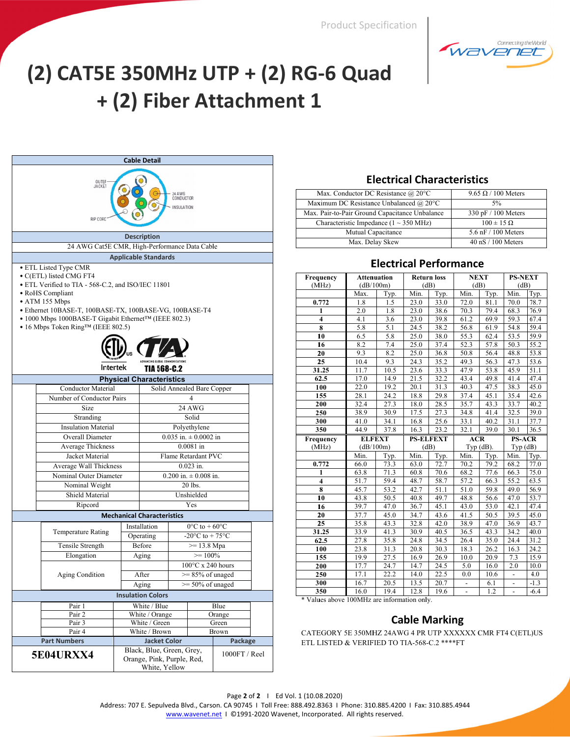# (2) CAT5E 350MHz UTP + (2) RG-6 Quad + (2) Fiber Attachment 1

## Cable Detail

OUTER JACKET, 24 AWG CONDUCTOR, INSULATION, RIP CORD

### Description

24 AWG Cat5E CMR, High-Performance Data Cable

### Applicable Standards

- ETL Listed Type CMR
- C(ETL) listed CMG FT4
- ETL Verified to TIA - 568-C.2, and ISO/IEC 11801
- RoHS Compliant
- ATM 155 Mbps
- Ethernet 10BASE-T, 100BASE-TX, 100BASE-VG, 100BASE-T4
- 1000 Mbps 1000BASE-T Gigabit Ethernet™ (IEEE 802.3)
- 16 Mbps Token Ring™ (IEEE 802.5)

Intertek  TIA 568-C.2

### Physical Characteristics

| | |
|---|---|
| Conductor Material | Solid Annealed Bare Copper |
| Number of Conductor Pairs | 4 |
| Size | 24 AWG |
| Stranding | Solid |
| Insulation Material | Polyethylene |
| Overall Diameter | 0.035 in. ± 0.0002 in |
| Average Thickness | 0.0081 in |
| Jacket Material | Flame Retardant PVC |
| Average Wall Thickness | 0.023 in. |
| Nominal Outer Diameter | 0.200 in. ± 0.008 in. |
| Nominal Weight | 20 lbs. |
| Shield Material | Unshielded |
| Ripcord | Yes |

### Mechanical Characteristics

| | | |
|---|---|---|
| Temperature Rating | Installation | 0°C to + 60°C |
| | Operating | -20°C to + 75°C |
| Tensile Strength | Before | >= 13.8 Mpa |
| Elongation | Aging | >= 100% |
| Aging Condition | | 100°C x 240 hours |
| | After | >= 85% of unaged |
| | Aging | >= 50% of unaged |

### Insulation Colors

| | | |
|---|---|---|
| Pair 1 | White / Blue | Blue |
| Pair 2 | White / Orange | Orange |
| Pair 3 | White / Green | Green |
| Pair 4 | White / Brown | Brown |

| Part Numbers | Jacket Color | Package |
|---|---|---|
| **5E04URXX4** | Black, Blue, Green, Grey, Orange, Pink, Purple, Red, White, Yellow | 1000FT / Reel |

## Electrical Characteristics

| | |
|---|---|
| Max. Conductor DC Resistance @ 20°C | 9.65 Ω / 100 Meters |
| Maximum DC Resistance Unbalanced @ 20°C | 5% |
| Max. Pair-to-Pair Ground Capacitance Unbalance | 330 pF / 100 Meters |
| Characteristic Impedance (1 ~ 350 MHz) | 100 ± 15 Ω |
| Mutual Capacitance | 5.6 nF / 100 Meters |
| Max. Delay Skew | 40 nS / 100 Meters |

## Electrical Performance

| Frequency (MHz) | Attenuation (dB/100m) | | Return loss (dB) | | NEXT (dB) | | PS-NEXT (dB) | |
|---|---|---|---|---|---|---|---|---|
| | Max. | Typ. | Min. | Typ. | Min. | Typ. | Min. | Typ. |
| **0.772** | 1.8 | 1.5 | 23.0 | 33.0 | 72.0 | 81.1 | 70.0 | 78.7 |
| **1** | 2.0 | 1.8 | 23.0 | 38.6 | 70.3 | 79.4 | 68.3 | 76.9 |
| **4** | 4.1 | 3.6 | 23.0 | 39.8 | 61.2 | 69.9 | 59.3 | 67.4 |
| **8** | 5.8 | 5.1 | 24.5 | 38.2 | 56.8 | 61.9 | 54.8 | 59.4 |
| **10** | 6.5 | 5.8 | 25.0 | 38.0 | 55.3 | 62.4 | 53.5 | 59.9 |
| **16** | 8.2 | 7.4 | 25.0 | 37.4 | 52.3 | 57.8 | 50.3 | 55.2 |
| **20** | 9.3 | 8.2 | 25.0 | 36.8 | 50.8 | 56.4 | 48.8 | 53.8 |
| **25** | 10.4 | 9.3 | 24.3 | 35.2 | 49.3 | 56.3 | 47.3 | 53.6 |
| **31.25** | 11.7 | 10.5 | 23.6 | 33.3 | 47.9 | 53.8 | 45.9 | 51.1 |
| **62.5** | 17.0 | 14.9 | 21.5 | 32.2 | 43.4 | 49.8 | 41.4 | 47.4 |
| **100** | 22.0 | 19.2 | 20.1 | 31.3 | 40.3 | 47.5 | 38.3 | 45.0 |
| **155** | 28.1 | 24.2 | 18.8 | 29.8 | 37.4 | 45.1 | 35.4 | 42.6 |
| **200** | 32.4 | 27.3 | 18.0 | 28.5 | 35.7 | 43.3 | 33.7 | 40.2 |
| **250** | 38.9 | 30.9 | 17.5 | 27.3 | 34.8 | 41.4 | 32.5 | 39.0 |
| **300** | 41.0 | 34.1 | 16.8 | 25.6 | 33.1 | 40.2 | 31.1 | 37.7 |
| **350** | 44.9 | 37.8 | 16.3 | 23.2 | 32.1 | 39.0 | 30.1 | 36.5 |

| Frequency (MHz) | ELFEXT (dB/100m) | | PS-ELFEXT (dB) | | ACR Typ (dB). | | PS-ACR Typ (dB) | |
|---|---|---|---|---|---|---|---|---|
| | Min. | Typ. | Min. | Typ. | Min. | Typ. | Min. | Typ. |
| **0.772** | 66.0 | 73.3 | 63.0 | 72.7 | 70.2 | 79.2 | 68.2 | 77.0 |
| **1** | 63.8 | 71.3 | 60.8 | 70.6 | 68.2 | 77.6 | 66.3 | 75.0 |
| **4** | 51.7 | 59.4 | 48.7 | 58.7 | 57.2 | 66.3 | 55.2 | 63.5 |
| **8** | 45.7 | 53.2 | 42.7 | 51.1 | 51.0 | 59.8 | 49.0 | 56.9 |
| **10** | 43.8 | 50.5 | 40.8 | 49.7 | 48.8 | 56.6 | 47.0 | 53.7 |
| **16** | 39.7 | 47.0 | 36.7 | 45.1 | 43.0 | 53.0 | 42.1 | 47.4 |
| **20** | 37.7 | 45.0 | 34.7 | 43.6 | 41.5 | 50.5 | 39.5 | 45.0 |
| **25** | 35.8 | 43.3 | 32.8 | 42.0 | 38.9 | 47.0 | 36.9 | 43.7 |
| **31.25** | 33.9 | 41.3 | 30.9 | 40.5 | 36.5 | 43.3 | 34.2 | 40.0 |
| **62.5** | 27.8 | 35.8 | 24.8 | 34.5 | 26.4 | 35.0 | 24.4 | 31.2 |
| **100** | 23.8 | 31.3 | 20.8 | 30.3 | 18.3 | 26.2 | 16.3 | 24.2 |
| **155** | 19.9 | 27.5 | 16.9 | 26.9 | 10.0 | 20.9 | 7.3 | 15.9 |
| **200** | 17.7 | 24.7 | 14.7 | 24.5 | 5.0 | 16.0 | 2.0 | 10.0 |
| **250** | 17.1 | 22.2 | 14.0 | 22.5 | 0.0 | 10.6 | - | 4.0 |
| **300** | 16.7 | 20.5 | 13.5 | 20.7 | - | 6.1 | - | -1.3 |
| **350** | 16.0 | 19.4 | 12.8 | 19.6 | - | 1.2 | - | -6.4 |

* Values above 100MHz are information only.

## Cable Marking

CATEGORY 5E 350MHZ 24AWG 4 PR UTP XXXXXX CMR FT4 C(ETL)US ETL LISTED & VERIFIED TO TIA-568-C.2 ****FT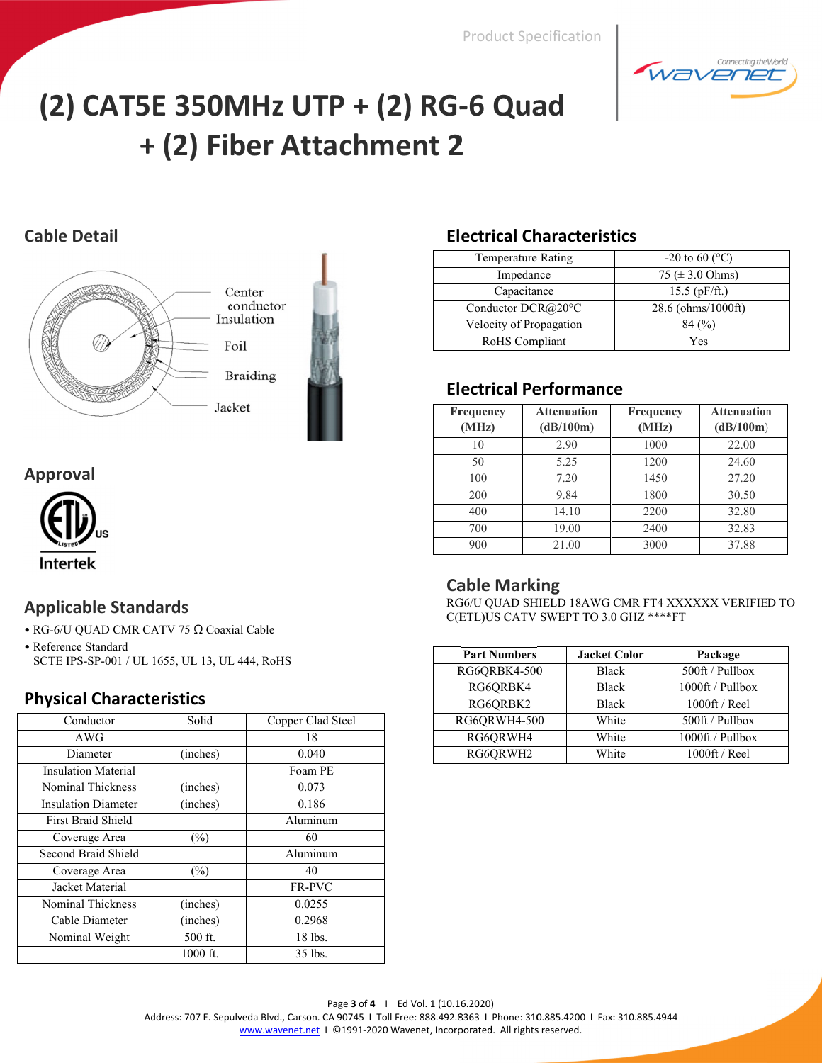Product Specification

# (2) CAT5E 350MHz UTP + (2) RG-6 Quad + (2) Fiber Attachment 2

## Cable Detail

Center conductor
Insulation
Foil
Braiding
Jacket

## Approval

Intertek

## Applicable Standards

- RG-6/U QUAD CMR CATV 75 Ω Coaxial Cable
- Reference Standard
  SCTE IPS-SP-001 / UL 1655, UL 13, UL 444, RoHS

## Physical Characteristics

| Conductor | Solid | Copper Clad Steel |
|---|---|---|
| AWG | | 18 |
| Diameter | (inches) | 0.040 |
| Insulation Material | | Foam PE |
| Nominal Thickness | (inches) | 0.073 |
| Insulation Diameter | (inches) | 0.186 |
| First Braid Shield | | Aluminum |
| Coverage Area | (%) | 60 |
| Second Braid Shield | | Aluminum |
| Coverage Area | (%) | 40 |
| Jacket Material | | FR-PVC |
| Nominal Thickness | (inches) | 0.0255 |
| Cable Diameter | (inches) | 0.2968 |
| Nominal Weight | 500 ft. | 18 lbs. |
| | 1000 ft. | 35 lbs. |

## Electrical Characteristics

| Temperature Rating | -20 to 60 (°C) |
|---|---|
| Impedance | 75 (± 3.0 Ohms) |
| Capacitance | 15.5 (pF/ft.) |
| Conductor DCR@20°C | 28.6 (ohms/1000ft) |
| Velocity of Propagation | 84 (%) |
| RoHS Compliant | Yes |

## Electrical Performance

| Frequency (MHz) | Attenuation (dB/100m) | Frequency (MHz) | Attenuation (dB/100m) |
|---|---|---|---|
| 10 | 2.90 | 1000 | 22.00 |
| 50 | 5.25 | 1200 | 24.60 |
| 100 | 7.20 | 1450 | 27.20 |
| 200 | 9.84 | 1800 | 30.50 |
| 400 | 14.10 | 2200 | 32.80 |
| 700 | 19.00 | 2400 | 32.83 |
| 900 | 21.00 | 3000 | 37.88 |

## Cable Marking

RG6/U QUAD SHIELD 18AWG CMR FT4 XXXXXX VERIFIED TO C(ETL)US CATV SWEPT TO 3.0 GHZ ****FT

| Part Numbers | Jacket Color | Package |
|---|---|---|
| RG6QRBK4-500 | Black | 500ft / Pullbox |
| RG6QRBK4 | Black | 1000ft / Pullbox |
| RG6QRBK2 | Black | 1000ft / Reel |
| RG6QRWH4-500 | White | 500ft / Pullbox |
| RG6QRWH4 | White | 1000ft / Pullbox |
| RG6QRWH2 | White | 1000ft / Reel |

Ed Vol. 1 (10.16.2020)
Address: 707 E. Sepulveda Blvd., Carson. CA 90745 I Toll Free: 888.492.8363 I Phone: 310.885.4200 I Fax: 310.885.4944
www.wavenet.net I ©1991-2020 Wavenet, Incorporated. All rights reserved.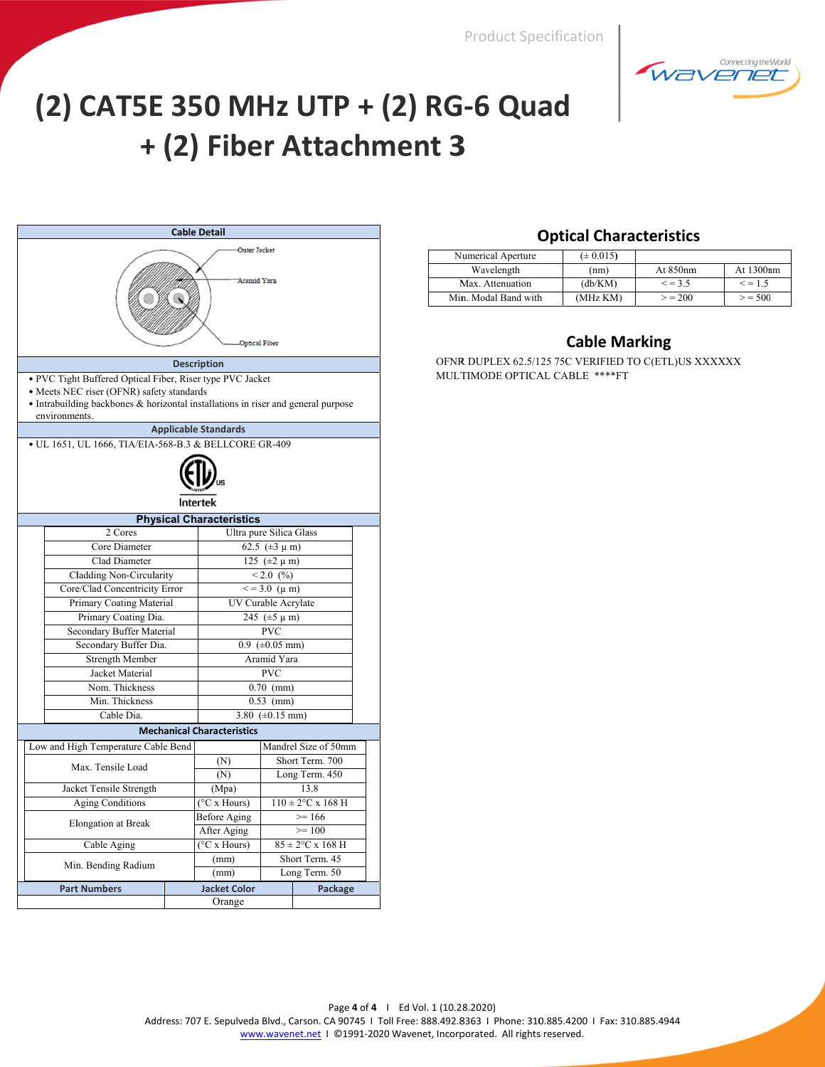# (2) CAT5E 350 MHz UTP + (2) RG-6 Quad + (2) Fiber Attachment 3

## Cable Detail

Outer Jacket

Aramid Yarn

Optical Fiber

## Description

- PVC Tight Buffered Optical Fiber, Riser type PVC Jacket
- Meets NEC riser (OFNR) safety standards
- Intrabuilding backbones & horizontal installations in riser and general purpose environments.

## Applicable Standards

- UL 1651, UL 1666, TIA/EIA-568-B.3 & BELLCORE GR-409

Intertek

## Physical Characteristics

| | |
|---|---|
| 2 Cores | Ultra pure Silica Glass |
| Core Diameter | 62.5 (±3 μ m) |
| Clad Diameter | 125 (±2 μ m) |
| Cladding Non-Circularity | < 2.0 (%) |
| Core/Clad Concentricity Error | <= 3.0 (μ m) |
| Primary Coating Material | UV Curable Acrylate |
| Primary Coating Dia. | 245 (±5 μ m) |
| Secondary Buffer Material | PVC |
| Secondary Buffer Dia. | 0.9 (±0.05 mm) |
| Strength Member | Aramid Yara |
| Jacket Material | PVC |
| Nom. Thickness | 0.70 (mm) |
| Min. Thickness | 0.53 (mm) |
| Cable Dia. | 3.80 (±0.15 mm) |

## Mechanical Characteristics

| | | |
|---|---|---|
| Low and High Temperature Cable Bend | | Mandrel Size of 50mm |
| Max. Tensile Load | (N) | Short Term. 700 |
| | (N) | Long Term. 450 |
| Jacket Tensile Strength | (Mpa) | 13.8 |
| Aging Conditions | (°C x Hours) | 110 ± 2°C x 168 H |
| Elongation at Break | Before Aging | >= 166 |
| | After Aging | >= 100 |
| Cable Aging | (°C x Hours) | 85 ± 2°C x 168 H |
| Min. Bending Radium | (mm) | Short Term. 45 |
| | (mm) | Long Term. 50 |

| Part Numbers | Jacket Color | Package |
|---|---|---|
| | Orange | |

## Optical Characteristics

| | | | |
|---|---|---|---|
| Numerical Aperture | (± 0.015) | | |
| Wavelength | (nm) | At 850nm | At 1300nm |
| Max. Attenuation | (db/KM) | <= 3.5 | <= 1.5 |
| Min. Modal Band with | (MHz KM) | >= 200 | >= 500 |

## Cable Marking

OFNR DUPLEX 62.5/125 75C VERIFIED TO C(ETL)US XXXXXX MULTIMODE OPTICAL CABLE ****FT

Address: 707 E. Sepulveda Blvd., Carson. CA 90745 I Toll Free: 888.492.8363 I Phone: 310.885.4200 I Fax: 310.885.4944
www.wavenet.net I ©1991-2020 Wavenet, Incorporated. All rights reserved.